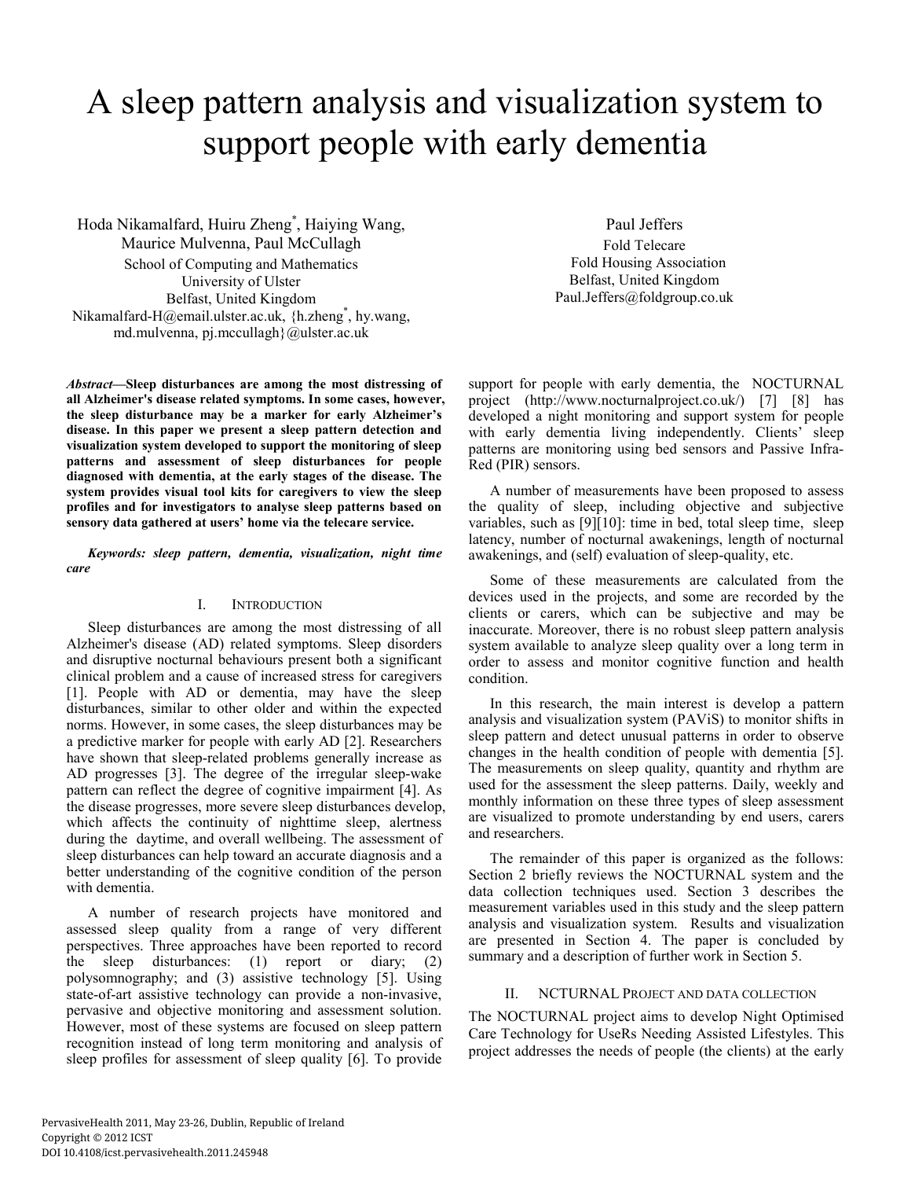# A sleep pattern analysis and visualization system to support people with early dementia

Hoda Nikamalfard, Huiru Zheng*, Haiying Wang, Maurice Mulvenna, Paul McCullagh
School of Computing and Mathematics
University of Ulster
Belfast, United Kingdom
Nikamalfard-H@email.ulster.ac.uk, {h.zheng*, hy.wang, md.mulvenna, pj.mccullagh}@ulster.ac.uk

Paul Jeffers
Fold Telecare
Fold Housing Association
Belfast, United Kingdom
Paul.Jeffers@foldgroup.co.uk

***Abstract*—Sleep disturbances are among the most distressing of all Alzheimer's disease related symptoms. In some cases, however, the sleep disturbance may be a marker for early Alzheimer's disease. In this paper we present a sleep pattern detection and visualization system developed to support the monitoring of sleep patterns and assessment of sleep disturbances for people diagnosed with dementia, at the early stages of the disease. The system provides visual tool kits for caregivers to view the sleep profiles and for investigators to analyse sleep patterns based on sensory data gathered at users' home via the telecare service.**

***Keywords: sleep pattern, dementia, visualization, night time care***

## I. Introduction

Sleep disturbances are among the most distressing of all Alzheimer's disease (AD) related symptoms. Sleep disorders and disruptive nocturnal behaviours present both a significant clinical problem and a cause of increased stress for caregivers [1]. People with AD or dementia, may have the sleep disturbances, similar to other older and within the expected norms. However, in some cases, the sleep disturbances may be a predictive marker for people with early AD [2]. Researchers have shown that sleep-related problems generally increase as AD progresses [3]. The degree of the irregular sleep-wake pattern can reflect the degree of cognitive impairment [4]. As the disease progresses, more severe sleep disturbances develop, which affects the continuity of nighttime sleep, alertness during the daytime, and overall wellbeing. The assessment of sleep disturbances can help toward an accurate diagnosis and a better understanding of the cognitive condition of the person with dementia.

A number of research projects have monitored and assessed sleep quality from a range of very different perspectives. Three approaches have been reported to record the sleep disturbances: (1) report or diary; (2) polysomnography; and (3) assistive technology [5]. Using state-of-art assistive technology can provide a non-invasive, pervasive and objective monitoring and assessment solution. However, most of these systems are focused on sleep pattern recognition instead of long term monitoring and analysis of sleep profiles for assessment of sleep quality [6]. To provide support for people with early dementia, the NOCTURNAL project (http://www.nocturnalproject.co.uk/) [7] [8] has developed a night monitoring and support system for people with early dementia living independently. Clients' sleep patterns are monitoring using bed sensors and Passive Infra-Red (PIR) sensors.

A number of measurements have been proposed to assess the quality of sleep, including objective and subjective variables, such as [9][10]: time in bed, total sleep time, sleep latency, number of nocturnal awakenings, length of nocturnal awakenings, and (self) evaluation of sleep-quality, etc.

Some of these measurements are calculated from the devices used in the projects, and some are recorded by the clients or carers, which can be subjective and may be inaccurate. Moreover, there is no robust sleep pattern analysis system available to analyze sleep quality over a long term in order to assess and monitor cognitive function and health condition.

In this research, the main interest is develop a pattern analysis and visualization system (PAViS) to monitor shifts in sleep pattern and detect unusual patterns in order to observe changes in the health condition of people with dementia [5]. The measurements on sleep quality, quantity and rhythm are used for the assessment the sleep patterns. Daily, weekly and monthly information on these three types of sleep assessment are visualized to promote understanding by end users, carers and researchers.

The remainder of this paper is organized as the follows: Section 2 briefly reviews the NOCTURNAL system and the data collection techniques used. Section 3 describes the measurement variables used in this study and the sleep pattern analysis and visualization system. Results and visualization are presented in Section 4. The paper is concluded by summary and a description of further work in Section 5.

## II. NCTURNAL Project and Data Collection

The NOCTURNAL project aims to develop Night Optimised Care Technology for UseRs Needing Assisted Lifestyles. This project addresses the needs of people (the clients) at the early

PervasiveHealth 2011, May 23-26, Dublin, Republic of Ireland
Copyright © 2012 ICST
DOI 10.4108/icst.pervasivehealth.2011.245948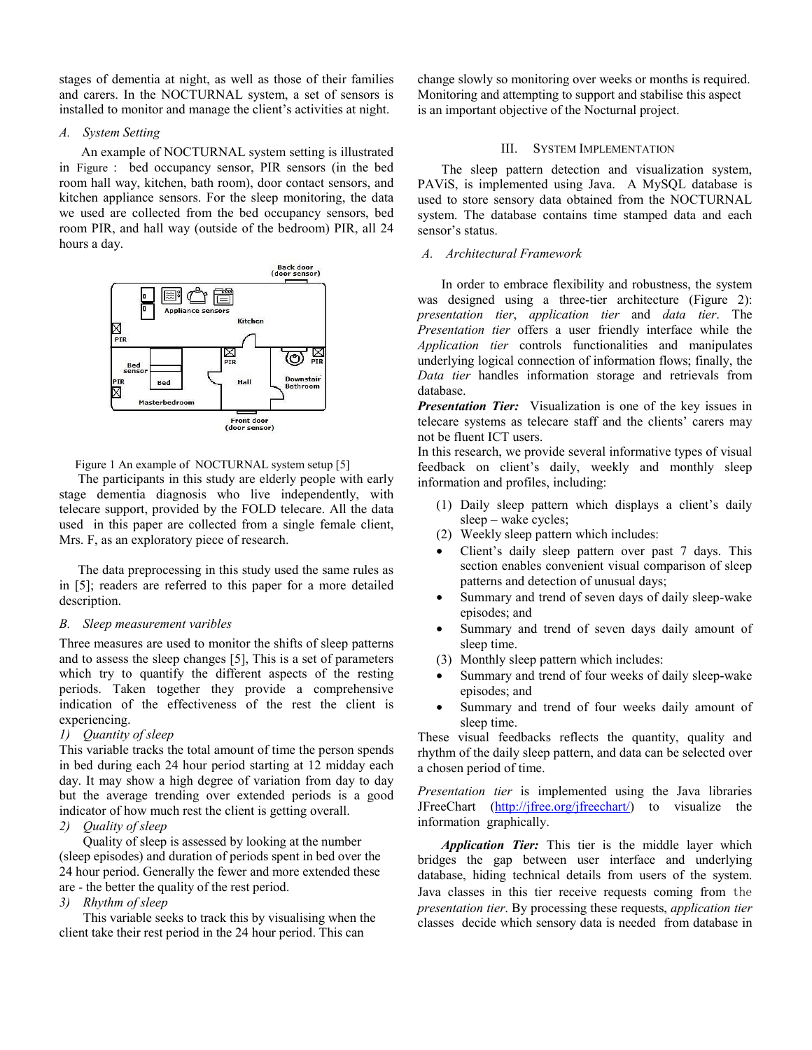stages of dementia at night, as well as those of their families and carers. In the NOCTURNAL system, a set of sensors is installed to monitor and manage the client's activities at night.

### *A. System Setting*

An example of NOCTURNAL system setting is illustrated in Figure : bed occupancy sensor, PIR sensors (in the bed room hall way, kitchen, bath room), door contact sensors, and kitchen appliance sensors. For the sleep monitoring, the data we used are collected from the bed occupancy sensors, bed room PIR, and hall way (outside of the bedroom) PIR, all 24 hours a day.

Figure 1 An example of NOCTURNAL system setup [5]

The participants in this study are elderly people with early stage dementia diagnosis who live independently, with telecare support, provided by the FOLD telecare. All the data used in this paper are collected from a single female client, Mrs. F, as an exploratory piece of research.

The data preprocessing in this study used the same rules as in [5]; readers are referred to this paper for a more detailed description.

### *B. Sleep measurement varibles*

Three measures are used to monitor the shifts of sleep patterns and to assess the sleep changes [5], This is a set of parameters which try to quantify the different aspects of the resting periods. Taken together they provide a comprehensive indication of the effectiveness of the rest the client is experiencing.

*1) Quantity of sleep*

This variable tracks the total amount of time the person spends in bed during each 24 hour period starting at 12 midday each day. It may show a high degree of variation from day to day but the average trending over extended periods is a good indicator of how much rest the client is getting overall.

*2) Quality of sleep*

Quality of sleep is assessed by looking at the number (sleep episodes) and duration of periods spent in bed over the 24 hour period. Generally the fewer and more extended these are - the better the quality of the rest period.

*3) Rhythm of sleep*

This variable seeks to track this by visualising when the client take their rest period in the 24 hour period. This can change slowly so monitoring over weeks or months is required. Monitoring and attempting to support and stabilise this aspect is an important objective of the Nocturnal project.

## III. System Implementation

The sleep pattern detection and visualization system, PAViS, is implemented using Java. A MySQL database is used to store sensory data obtained from the NOCTURNAL system. The database contains time stamped data and each sensor's status.

### *A. Architectural Framework*

In order to embrace flexibility and robustness, the system was designed using a three-tier architecture (Figure 2): *presentation tier*, *application tier* and *data tier*. The *Presentation tier* offers a user friendly interface while the *Application tier* controls functionalities and manipulates underlying logical connection of information flows; finally, the *Data tier* handles information storage and retrievals from database.

***Presentation Tier:*** Visualization is one of the key issues in telecare systems as telecare staff and the clients' carers may not be fluent ICT users.

In this research, we provide several informative types of visual feedback on client's daily, weekly and monthly sleep information and profiles, including:

(1) Daily sleep pattern which displays a client's daily sleep – wake cycles;

(2) Weekly sleep pattern which includes:

- Client's daily sleep pattern over past 7 days. This section enables convenient visual comparison of sleep patterns and detection of unusual days;
- Summary and trend of seven days of daily sleep-wake episodes; and
- Summary and trend of seven days daily amount of sleep time.

(3) Monthly sleep pattern which includes:

- Summary and trend of four weeks of daily sleep-wake episodes; and
- Summary and trend of four weeks daily amount of sleep time.

These visual feedbacks reflects the quantity, quality and rhythm of the daily sleep pattern, and data can be selected over a chosen period of time.

*Presentation tier* is implemented using the Java libraries JFreeChart (http://jfree.org/jfreechart/) to visualize the information graphically.

***Application Tier:*** This tier is the middle layer which bridges the gap between user interface and underlying database, hiding technical details from users of the system. Java classes in this tier receive requests coming from the *presentation tier*. By processing these requests, *application tier* classes decide which sensory data is needed from database in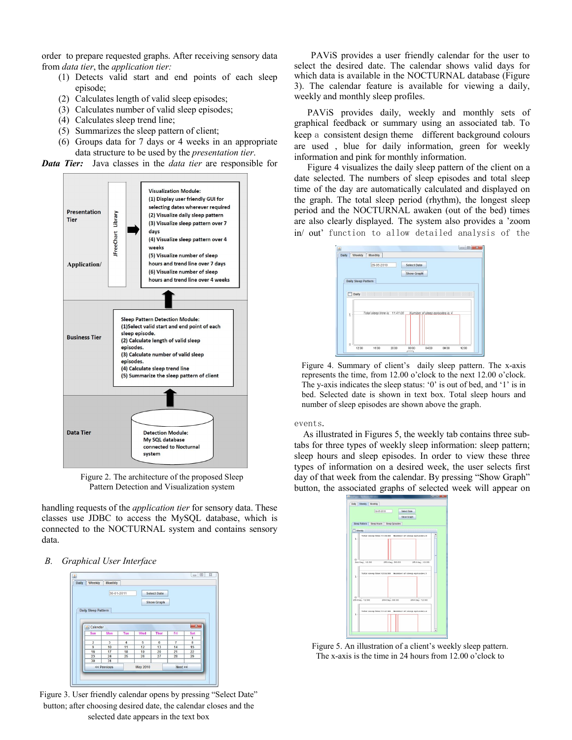order to prepare requested graphs. After receiving sensory data from *data tier*, the *application tier:*

1. Detects valid start and end points of each sleep episode;
2. Calculates length of valid sleep episodes;
3. Calculates number of valid sleep episodes;
4. Calculates sleep trend line;
5. Summarizes the sleep pattern of client;
6. Groups data for 7 days or 4 weeks in an appropriate data structure to be used by the *presentation tier*.

***Data Tier:*** Java classes in the *data tier* are responsible for handling requests of the *application tier* for sensory data. These classes use JDBC to access the MySQL database, which is connected to the NOCTURNAL system and contains sensory data.

Figure 2. The architecture of the proposed Sleep Pattern Detection and Visualization system

### B. *Graphical User Interface*

Figure 3. User friendly calendar opens by pressing "Select Date" button; after choosing desired date, the calendar closes and the selected date appears in the text box

PAViS provides a user friendly calendar for the user to select the desired date. The calendar shows valid days for which data is available in the NOCTURNAL database (Figure 3). The calendar feature is available for viewing a daily, weekly and monthly sleep profiles.

PAViS provides daily, weekly and monthly sets of graphical feedback or summary using an associated tab. To keep a consistent design theme different background colours are used , blue for daily information, green for weekly information and pink for monthly information.

Figure 4 visualizes the daily sleep pattern of the client on a date selected. The numbers of sleep episodes and total sleep time of the day are automatically calculated and displayed on the graph. The total sleep period (rhythm), the longest sleep period and the NOCTURNAL awaken (out of the bed) times are also clearly displayed. The system also provides a 'zoom in/ out' function to allow detailed analysis of the events.

Figure 4. Summary of client's daily sleep pattern. The x-axis represents the time, from 12.00 o'clock to the next 12.00 o'clock. The y-axis indicates the sleep status: '0' is out of bed, and '1' is in bed. Selected date is shown in text box. Total sleep hours and number of sleep episodes are shown above the graph.

As illustrated in Figures 5, the weekly tab contains three sub-tabs for three types of weekly sleep information: sleep pattern; sleep hours and sleep episodes. In order to view these three types of information on a desired week, the user selects first day of that week from the calendar. By pressing "Show Graph" button, the associated graphs of selected week will appear on

Figure 5. An illustration of a client's weekly sleep pattern. The x-axis is the time in 24 hours from 12.00 o'clock to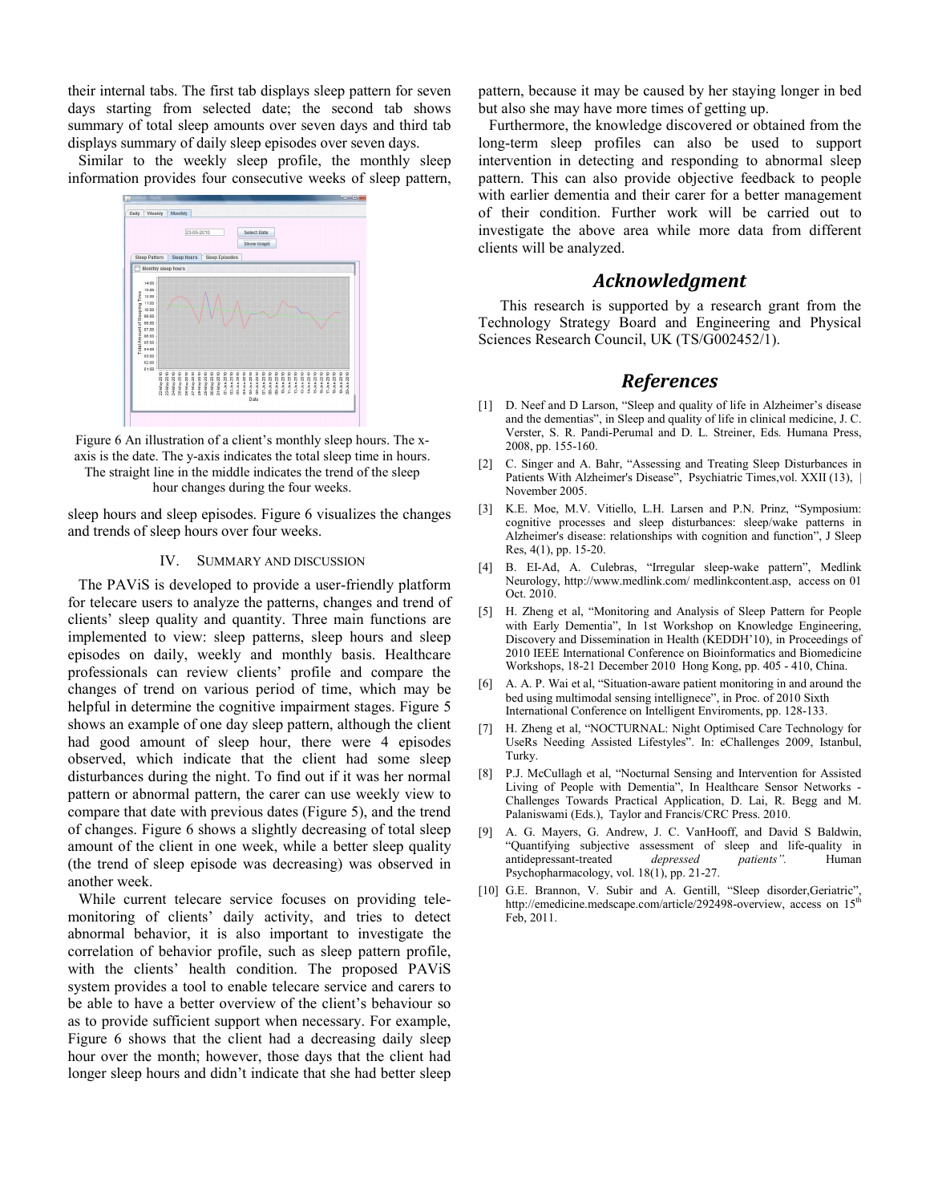their internal tabs. The first tab displays sleep pattern for seven days starting from selected date; the second tab shows summary of total sleep amounts over seven days and third tab displays summary of daily sleep episodes over seven days.

Similar to the weekly sleep profile, the monthly sleep information provides four consecutive weeks of sleep pattern,

Figure 6 An illustration of a client's monthly sleep hours. The x-axis is the date. The y-axis indicates the total sleep time in hours. The straight line in the middle indicates the trend of the sleep hour changes during the four weeks.

sleep hours and sleep episodes. Figure 6 visualizes the changes and trends of sleep hours over four weeks.

## IV. Summary and Discussion

The PAViS is developed to provide a user-friendly platform for telecare users to analyze the patterns, changes and trend of clients' sleep quality and quantity. Three main functions are implemented to view: sleep patterns, sleep hours and sleep episodes on daily, weekly and monthly basis. Healthcare professionals can review clients' profile and compare the changes of trend on various period of time, which may be helpful in determine the cognitive impairment stages. Figure 5 shows an example of one day sleep pattern, although the client had good amount of sleep hour, there were 4 episodes observed, which indicate that the client had some sleep disturbances during the night. To find out if it was her normal pattern or abnormal pattern, the carer can use weekly view to compare that date with previous dates (Figure 5), and the trend of changes. Figure 6 shows a slightly decreasing of total sleep amount of the client in one week, while a better sleep quality (the trend of sleep episode was decreasing) was observed in another week.

While current telecare service focuses on providing tele-monitoring of clients' daily activity, and tries to detect abnormal behavior, it is also important to investigate the correlation of behavior profile, such as sleep pattern profile, with the clients' health condition. The proposed PAViS system provides a tool to enable telecare service and carers to be able to have a better overview of the client's behaviour so as to provide sufficient support when necessary. For example, Figure 6 shows that the client had a decreasing daily sleep hour over the month; however, those days that the client had longer sleep hours and didn't indicate that she had better sleep pattern, because it may be caused by her staying longer in bed but also she may have more times of getting up.

Furthermore, the knowledge discovered or obtained from the long-term sleep profiles can also be used to support intervention in detecting and responding to abnormal sleep pattern. This can also provide objective feedback to people with earlier dementia and their carer for a better management of their condition. Further work will be carried out to investigate the above area while more data from different clients will be analyzed.

## *Acknowledgment*

This research is supported by a research grant from the Technology Strategy Board and Engineering and Physical Sciences Research Council, UK (TS/G002452/1).

## *References*

[1] D. Neef and D Larson, "Sleep and quality of life in Alzheimer's disease and the dementias", in Sleep and quality of life in clinical medicine, J. C. Verster, S. R. Pandi-Perumal and D. L. Streiner, Eds. Humana Press, 2008, pp. 155-160.

[2] C. Singer and A. Bahr, "Assessing and Treating Sleep Disturbances in Patients With Alzheimer's Disease", Psychiatric Times,vol. XXII (13), | November 2005.

[3] K.E. Moe, M.V. Vitiello, L.H. Larsen and P.N. Prinz, "Symposium: cognitive processes and sleep disturbances: sleep/wake patterns in Alzheimer's disease: relationships with cognition and function", J Sleep Res, 4(1), pp. 15-20.

[4] B. El-Ad, A. Culebras, "Irregular sleep-wake pattern", Medlink Neurology, http://www.medlink.com/ medlinkcontent.asp, access on 01 Oct. 2010.

[5] H. Zheng et al, "Monitoring and Analysis of Sleep Pattern for People with Early Dementia", In 1st Workshop on Knowledge Engineering, Discovery and Dissemination in Health (KEDDH'10), in Proceedings of 2010 IEEE International Conference on Bioinformatics and Biomedicine Workshops, 18-21 December 2010 Hong Kong, pp. 405 - 410, China.

[6] A. A. P. Wai et al, "Situation-aware patient monitoring in and around the bed using multimodal sensing intellignece", in Proc. of 2010 Sixth International Conference on Intelligent Enviroments, pp. 128-133.

[7] H. Zheng et al, "NOCTURNAL: Night Optimised Care Technology for UseRs Needing Assisted Lifestyles". In: eChallenges 2009, Istanbul, Turky.

[8] P.J. McCullagh et al, "Nocturnal Sensing and Intervention for Assisted Living of People with Dementia", In Healthcare Sensor Networks - Challenges Towards Practical Application, D. Lai, R. Begg and M. Palaniswami (Eds.), Taylor and Francis/CRC Press. 2010.

[9] A. G. Mayers, G. Andrew, J. C. VanHooff, and David S Baldwin, "Quantifying subjective assessment of sleep and life-quality in antidepressant-treated *depressed patients".* Human Psychopharmacology, vol. 18(1), pp. 21-27.

[10] G.E. Brannon, V. Subir and A. Gentill, "Sleep disorder,Geriatric", http://emedicine.medscape.com/article/292498-overview, access on 15th Feb, 2011.